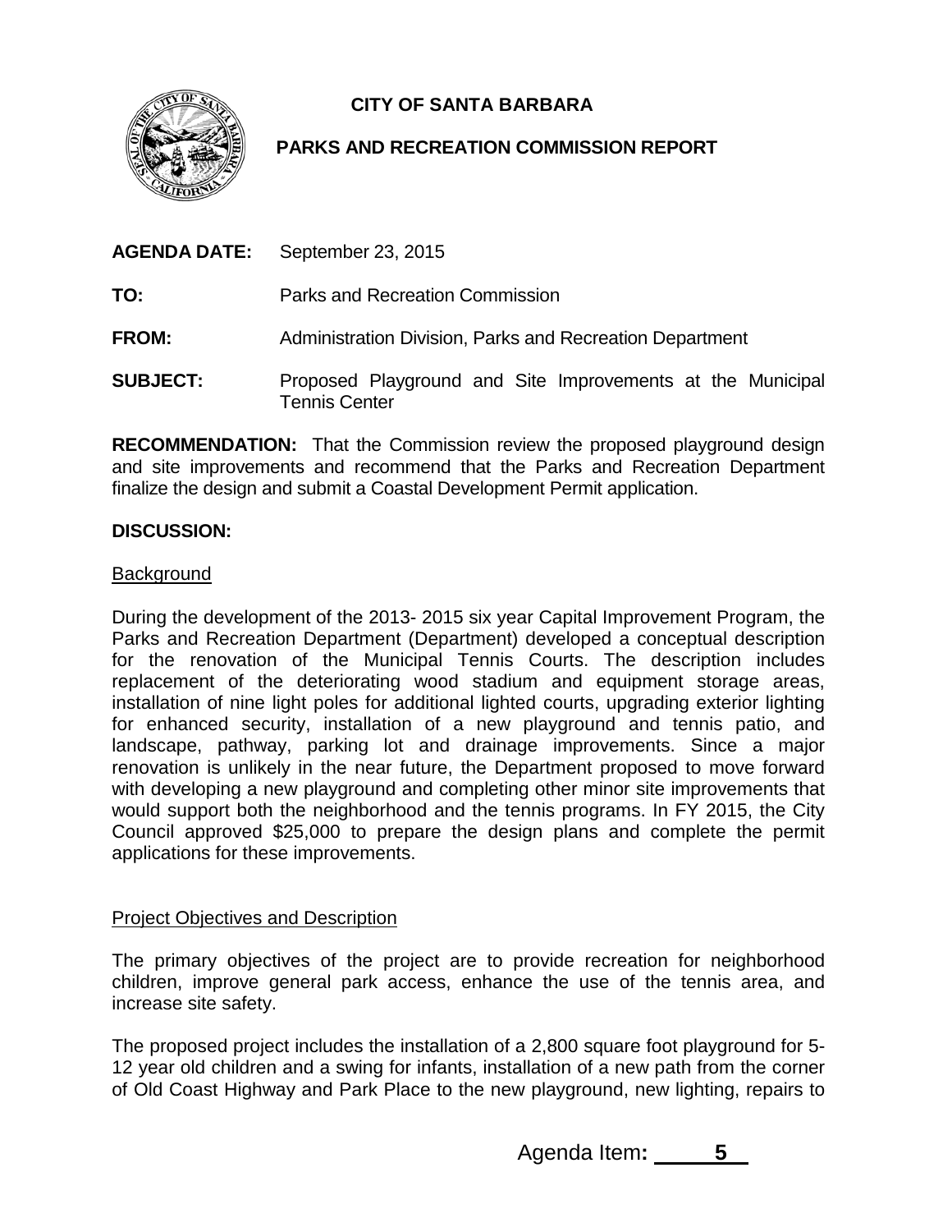**CITY OF SANTA BARBARA**

**PARKS AND RECREATION COMMISSION REPORT**

**AGENDA DATE:** September 23, 2015

**TO:** Parks and Recreation Commission

**FROM:** Administration Division, Parks and Recreation Department

**SUBJECT:** Proposed Playground and Site Improvements at the Municipal Tennis Center

**RECOMMENDATION:** That the Commission review the proposed playground design and site improvements and recommend that the Parks and Recreation Department finalize the design and submit a Coastal Development Permit application.

**DISCUSSION:**

Background

During the development of the 2013- 2015 six year Capital Improvement Program, the Parks and Recreation Department (Department) developed a conceptual description for the renovation of the Municipal Tennis Courts. The description includes replacement of the deteriorating wood stadium and equipment storage areas, installation of nine light poles for additional lighted courts, upgrading exterior lighting for enhanced security, installation of a new playground and tennis patio, and landscape, pathway, parking lot and drainage improvements. Since a major renovation is unlikely in the near future, the Department proposed to move forward with developing a new playground and completing other minor site improvements that would support both the neighborhood and the tennis programs. In FY 2015, the City Council approved $25,000 to prepare the design plans and complete the permit applications for these improvements.

Project Objectives and Description

The primary objectives of the project are to provide recreation for neighborhood children, improve general park access, enhance the use of the tennis area, and increase site safety.

The proposed project includes the installation of a 2,800 square foot playground for 5-12 year old children and a swing for infants, installation of a new path from the corner of Old Coast Highway and Park Place to the new playground, new lighting, repairs to

Agenda Item: 5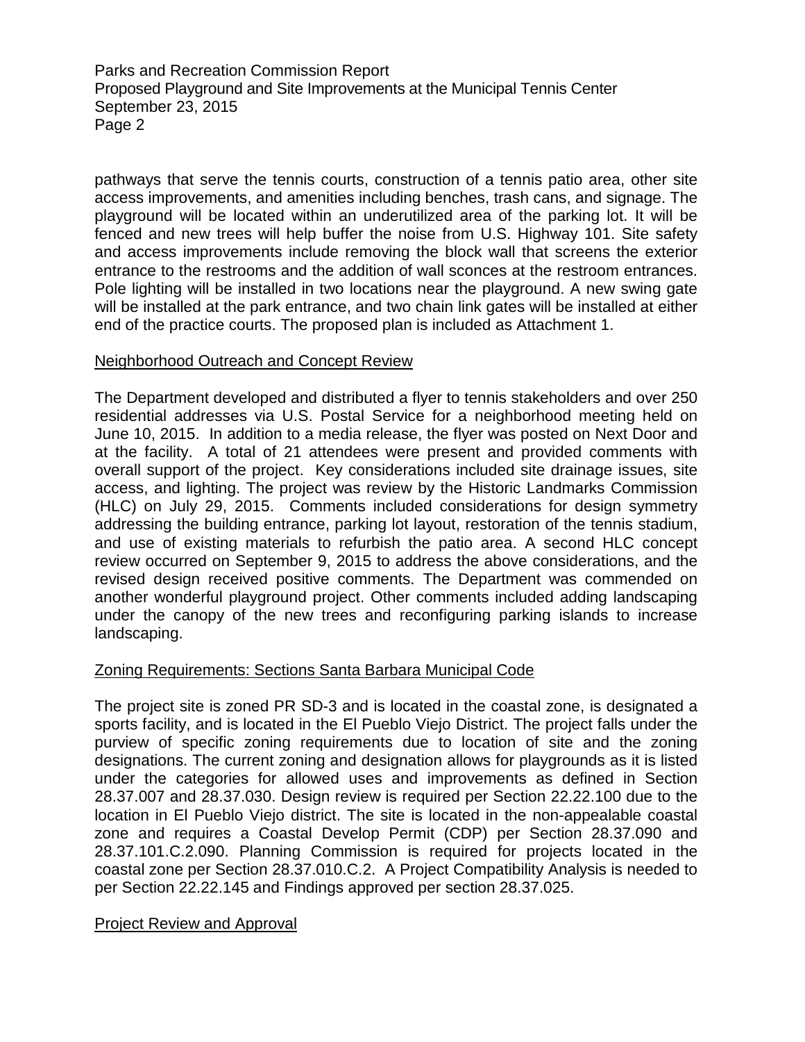pathways that serve the tennis courts, construction of a tennis patio area, other site access improvements, and amenities including benches, trash cans, and signage. The playground will be located within an underutilized area of the parking lot. It will be fenced and new trees will help buffer the noise from U.S. Highway 101. Site safety and access improvements include removing the block wall that screens the exterior entrance to the restrooms and the addition of wall sconces at the restroom entrances. Pole lighting will be installed in two locations near the playground. A new swing gate will be installed at the park entrance, and two chain link gates will be installed at either end of the practice courts. The proposed plan is included as Attachment 1.

## Neighborhood Outreach and Concept Review

The Department developed and distributed a flyer to tennis stakeholders and over 250 residential addresses via U.S. Postal Service for a neighborhood meeting held on June 10, 2015. In addition to a media release, the flyer was posted on Next Door and at the facility. A total of 21 attendees were present and provided comments with overall support of the project. Key considerations included site drainage issues, site access, and lighting. The project was review by the Historic Landmarks Commission (HLC) on July 29, 2015. Comments included considerations for design symmetry addressing the building entrance, parking lot layout, restoration of the tennis stadium, and use of existing materials to refurbish the patio area. A second HLC concept review occurred on September 9, 2015 to address the above considerations, and the revised design received positive comments. The Department was commended on another wonderful playground project. Other comments included adding landscaping under the canopy of the new trees and reconfiguring parking islands to increase landscaping.

## Zoning Requirements: Sections Santa Barbara Municipal Code

The project site is zoned PR SD-3 and is located in the coastal zone, is designated a sports facility, and is located in the El Pueblo Viejo District. The project falls under the purview of specific zoning requirements due to location of site and the zoning designations. The current zoning and designation allows for playgrounds as it is listed under the categories for allowed uses and improvements as defined in Section 28.37.007 and 28.37.030. Design review is required per Section 22.22.100 due to the location in El Pueblo Viejo district. The site is located in the non-appealable coastal zone and requires a Coastal Develop Permit (CDP) per Section 28.37.090 and 28.37.101.C.2.090. Planning Commission is required for projects located in the coastal zone per Section 28.37.010.C.2. A Project Compatibility Analysis is needed to per Section 22.22.145 and Findings approved per section 28.37.025.

## Project Review and Approval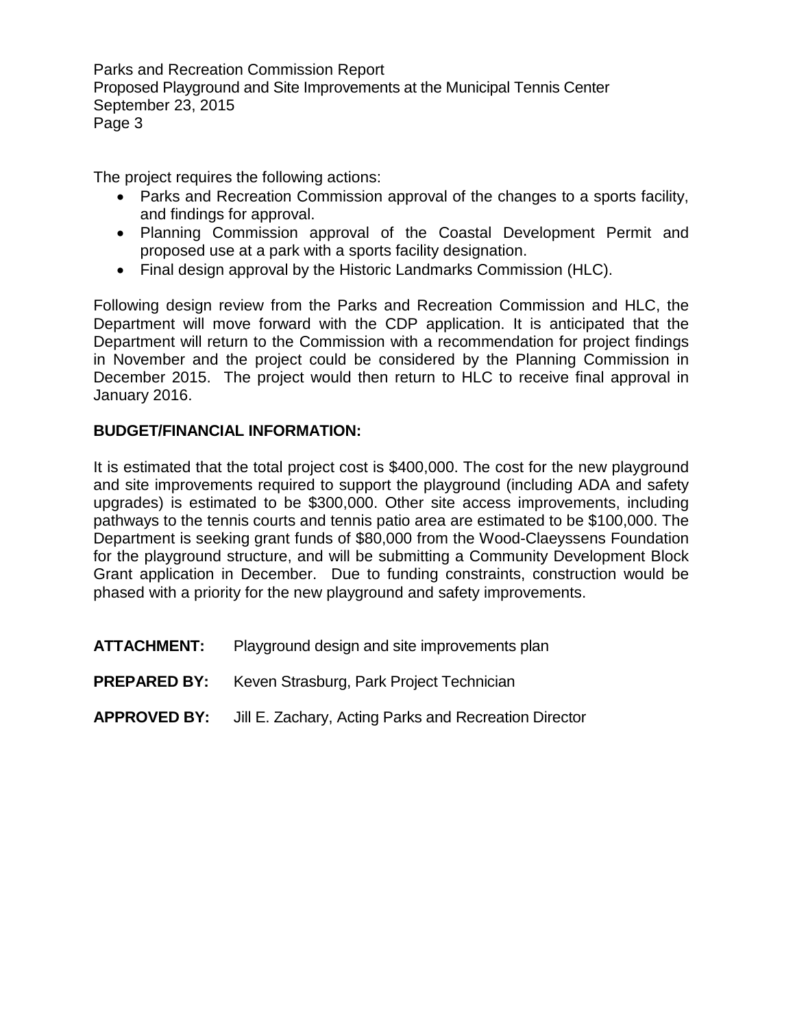The project requires the following actions:

- Parks and Recreation Commission approval of the changes to a sports facility, and findings for approval.
- Planning Commission approval of the Coastal Development Permit and proposed use at a park with a sports facility designation.
- Final design approval by the Historic Landmarks Commission (HLC).

Following design review from the Parks and Recreation Commission and HLC, the Department will move forward with the CDP application. It is anticipated that the Department will return to the Commission with a recommendation for project findings in November and the project could be considered by the Planning Commission in December 2015. The project would then return to HLC to receive final approval in January 2016.

**BUDGET/FINANCIAL INFORMATION:**

It is estimated that the total project cost is $400,000. The cost for the new playground and site improvements required to support the playground (including ADA and safety upgrades) is estimated to be $300,000. Other site access improvements, including pathways to the tennis courts and tennis patio area are estimated to be $100,000. The Department is seeking grant funds of $80,000 from the Wood-Claeyssens Foundation for the playground structure, and will be submitting a Community Development Block Grant application in December. Due to funding constraints, construction would be phased with a priority for the new playground and safety improvements.

**ATTACHMENT:** Playground design and site improvements plan

**PREPARED BY:** Keven Strasburg, Park Project Technician

**APPROVED BY:** Jill E. Zachary, Acting Parks and Recreation Director